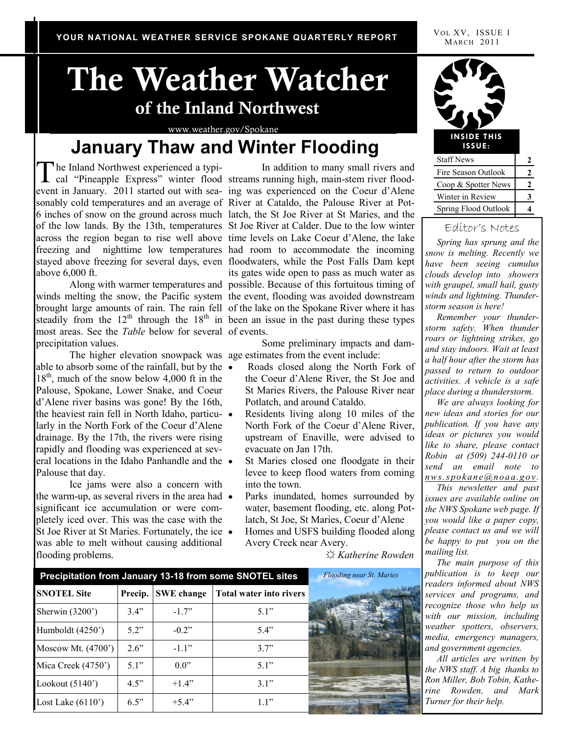YOUR NATIONAL WEATHER SERVICE SPOKANE QUARTERLY REPORT

Vol XV, Issue 1
March 2011

# The Weather Watcher

## of the Inland Northwest

www.weather.gov/Spokane

# January Thaw and Winter Flooding

The Inland Northwest experienced a typical "Pineapple Express" winter flood event in January. 2011 started out with seasonably cold temperatures and an average of 6 inches of snow on the ground across much of the low lands. By the 13th, temperatures across the region began to rise well above freezing and nighttime low temperatures stayed above freezing for several days, even above 6,000 ft.

Along with warmer temperatures and winds melting the snow, the Pacific system brought large amounts of rain. The rain fell steadily from the 12th through the 18th in most areas. See the *Table* below for several precipitation values.

The higher elevation snowpack was able to absorb some of the rainfall, but by the 18th, much of the snow below 4,000 ft in the Palouse, Spokane, Lower Snake, and Coeur d'Alene river basins was gone! By the 16th, the heaviest rain fell in North Idaho, particularly in the North Fork of the Coeur d'Alene drainage. By the 17th, the rivers were rising rapidly and flooding was experienced at several locations in the Idaho Panhandle and the Palouse that day.

Ice jams were also a concern with the warm-up, as several rivers in the area had significant ice accumulation or were completely iced over. This was the case with the St Joe River at St Maries. Fortunately, the ice was able to melt without causing additional flooding problems.

In addition to many small rivers and streams running high, main-stem river flooding was experienced on the Coeur d'Alene River at Cataldo, the Palouse River at Potlatch, the St Joe River at St Maries, and the St Joe River at Calder. Due to the low winter time levels on Lake Coeur d'Alene, the lake had room to accommodate the incoming floodwaters, while the Post Falls Dam kept its gates wide open to pass as much water as possible. Because of this fortuitous timing of the event, flooding was avoided downstream of the lake on the Spokane River where it has been an issue in the past during these types of events.

Some preliminary impacts and damage estimates from the event include:

- Roads closed along the North Fork of the Coeur d'Alene River, the St Joe and St Maries Rivers, the Palouse River near Potlatch, and around Cataldo.
- Residents living along 10 miles of the North Fork of the Coeur d'Alene River, upstream of Enaville, were advised to evacuate on Jan 17th.
- St Maries closed one floodgate in their levee to keep flood waters from coming into the town.
- Parks inundated, homes surrounded by water, basement flooding, etc. along Potlatch, St Joe, St Maries, Coeur d'Alene
- Homes and USFS building flooded along Avery Creek near Avery.

☼ *Katherine Rowden*

**Precipitation from January 13-18 from some SNOTEL sites**

| SNOTEL Site | Precip. | SWE change | Total water into rivers |
|---|---|---|---|
| Sherwin (3200') | 3.4" | -1.7" | 5.1" |
| Humboldt (4250') | 5.2" | -0.2" | 5.4" |
| Moscow Mt. (4700') | 2.6" | -1.1" | 3.7" |
| Mica Creek (4750') | 5.1" | 0.0" | 5.1" |
| Lookout (5140') | 4.5" | +1.4" | 3.1" |
| Lost Lake (6110') | 6.5" | +5.4" | 1.1" |

*Flooding near St. Maries*

**INSIDE THIS ISSUE:**

| | |
|---|---|
| Staff News | 2 |
| Fire Season Outlook | 2 |
| Coop & Spotter News | 2 |
| Winter in Review | 3 |
| Spring Flood Outlook | 4 |

### Editor's Notes

*Spring has sprung and the snow is melting. Recently we have been seeing cumulus clouds develop into showers with graupel, small hail, gusty winds and lightning. Thunderstorm season is here!*

*Remember your thunderstorm safety. When thunder roars or lightning strikes, go and stay indoors. Wait at least a half hour after the storm has passed to return to outdoor activities. A vehicle is a safe place during a thunderstorm.*

*We are always looking for new ideas and stories for our publication. If you have any ideas or pictures you would like to share, please contact Robin at (509) 244-0110 or send an email note to nws.spokane@noaa.gov.*

*This newsletter and past issues are available online on the NWS Spokane web page. If you would like a paper copy, please contact us and we will be happy to put you on the mailing list.*

*The main purpose of this publication is to keep our readers informed about NWS services and programs, and recognize those who help us with our mission, including weather spotters, observers, media, emergency managers, and government agencies.*

*All articles are written by the NWS staff. A big thanks to Ron Miller, Bob Tobin, Katherine Rowden, and Mark Turner for their help.*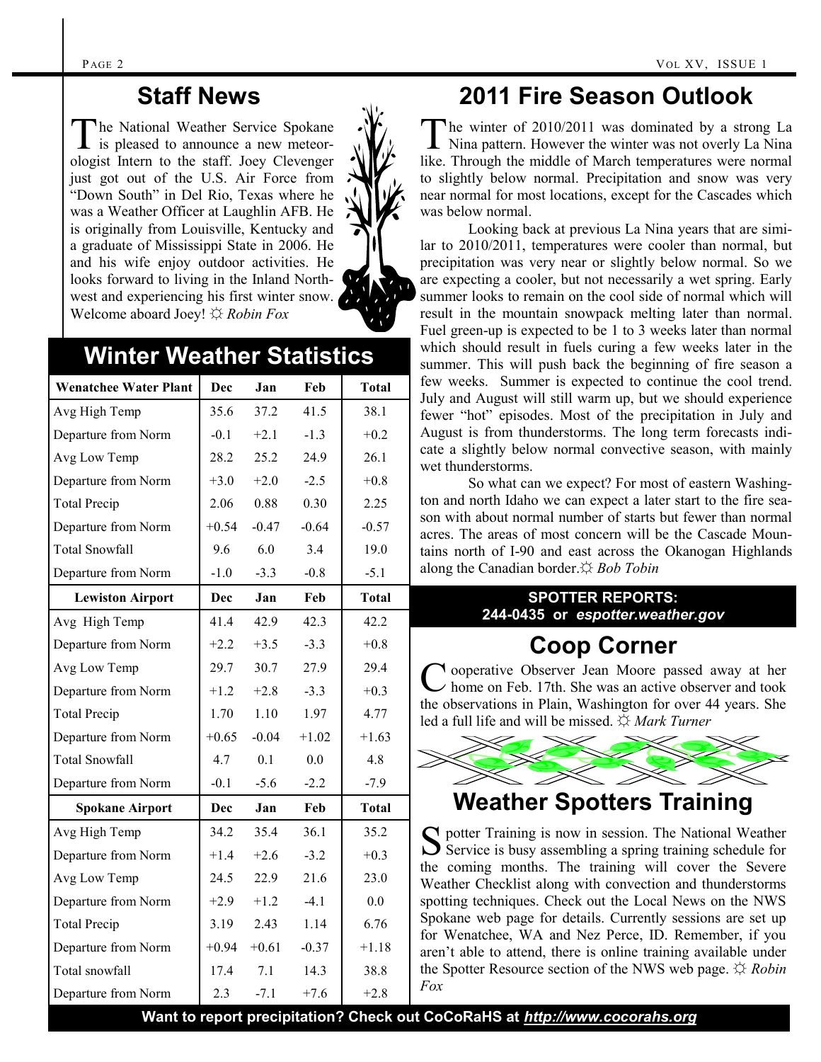## Staff News

The National Weather Service Spokane is pleased to announce a new meteorologist Intern to the staff. Joey Clevenger just got out of the U.S. Air Force from "Down South" in Del Rio, Texas where he was a Weather Officer at Laughlin AFB. He is originally from Louisville, Kentucky and a graduate of Mississippi State in 2006. He and his wife enjoy outdoor activities. He looks forward to living in the Inland Northwest and experiencing his first winter snow. Welcome aboard Joey! ☼ *Robin Fox*

## Winter Weather Statistics

| Wenatchee Water Plant | Dec | Jan | Feb | Total |
|---|---|---|---|---|
| Avg High Temp | 35.6 | 37.2 | 41.5 | 38.1 |
| Departure from Norm | -0.1 | +2.1 | -1.3 | +0.2 |
| Avg Low Temp | 28.2 | 25.2 | 24.9 | 26.1 |
| Departure from Norm | +3.0 | +2.0 | -2.5 | +0.8 |
| Total Precip | 2.06 | 0.88 | 0.30 | 2.25 |
| Departure from Norm | +0.54 | -0.47 | -0.64 | -0.57 |
| Total Snowfall | 9.6 | 6.0 | 3.4 | 19.0 |
| Departure from Norm | -1.0 | -3.3 | -0.8 | -5.1 |
| **Lewiston Airport** | **Dec** | **Jan** | **Feb** | **Total** |
| Avg High Temp | 41.4 | 42.9 | 42.3 | 42.2 |
| Departure from Norm | +2.2 | +3.5 | -3.3 | +0.8 |
| Avg Low Temp | 29.7 | 30.7 | 27.9 | 29.4 |
| Departure from Norm | +1.2 | +2.8 | -3.3 | +0.3 |
| Total Precip | 1.70 | 1.10 | 1.97 | 4.77 |
| Departure from Norm | +0.65 | -0.04 | +1.02 | +1.63 |
| Total Snowfall | 4.7 | 0.1 | 0.0 | 4.8 |
| Departure from Norm | -0.1 | -5.6 | -2.2 | -7.9 |
| **Spokane Airport** | **Dec** | **Jan** | **Feb** | **Total** |
| Avg High Temp | 34.2 | 35.4 | 36.1 | 35.2 |
| Departure from Norm | +1.4 | +2.6 | -3.2 | +0.3 |
| Avg Low Temp | 24.5 | 22.9 | 21.6 | 23.0 |
| Departure from Norm | +2.9 | +1.2 | -4.1 | 0.0 |
| Total Precip | 3.19 | 2.43 | 1.14 | 6.76 |
| Departure from Norm | +0.94 | +0.61 | -0.37 | +1.18 |
| Total snowfall | 17.4 | 7.1 | 14.3 | 38.8 |
| Departure from Norm | 2.3 | -7.1 | +7.6 | +2.8 |

## 2011 Fire Season Outlook

The winter of 2010/2011 was dominated by a strong La Nina pattern. However the winter was not overly La Nina like. Through the middle of March temperatures were normal to slightly below normal. Precipitation and snow was very near normal for most locations, except for the Cascades which was below normal.

Looking back at previous La Nina years that are similar to 2010/2011, temperatures were cooler than normal, but precipitation was very near or slightly below normal. So we are expecting a cooler, but not necessarily a wet spring. Early summer looks to remain on the cool side of normal which will result in the mountain snowpack melting later than normal. Fuel green-up is expected to be 1 to 3 weeks later than normal which should result in fuels curing a few weeks later in the summer. This will push back the beginning of fire season a few weeks. Summer is expected to continue the cool trend. July and August will still warm up, but we should experience fewer "hot" episodes. Most of the precipitation in July and August is from thunderstorms. The long term forecasts indicate a slightly below normal convective season, with mainly wet thunderstorms.

So what can we expect? For most of eastern Washington and north Idaho we can expect a later start to the fire season with about normal number of starts but fewer than normal acres. The areas of most concern will be the Cascade Mountains north of I-90 and east across the Okanogan Highlands along the Canadian border.☼ *Bob Tobin*

**SPOTTER REPORTS:**
**244-0435 or *espotter.weather.gov***

## Coop Corner

Cooperative Observer Jean Moore passed away at her home on Feb. 17th. She was an active observer and took the observations in Plain, Washington for over 44 years. She led a full life and will be missed. ☼ *Mark Turner*

## Weather Spotters Training

Spotter Training is now in session. The National Weather Service is busy assembling a spring training schedule for the coming months. The training will cover the Severe Weather Checklist along with convection and thunderstorms spotting techniques. Check out the Local News on the NWS Spokane web page for details. Currently sessions are set up for Wenatchee, WA and Nez Perce, ID. Remember, if you aren't able to attend, there is online training available under the Spotter Resource section of the NWS web page. ☼ *Robin Fox*

**Want to report precipitation? Check out CoCoRaHS at *http://www.cocorahs.org***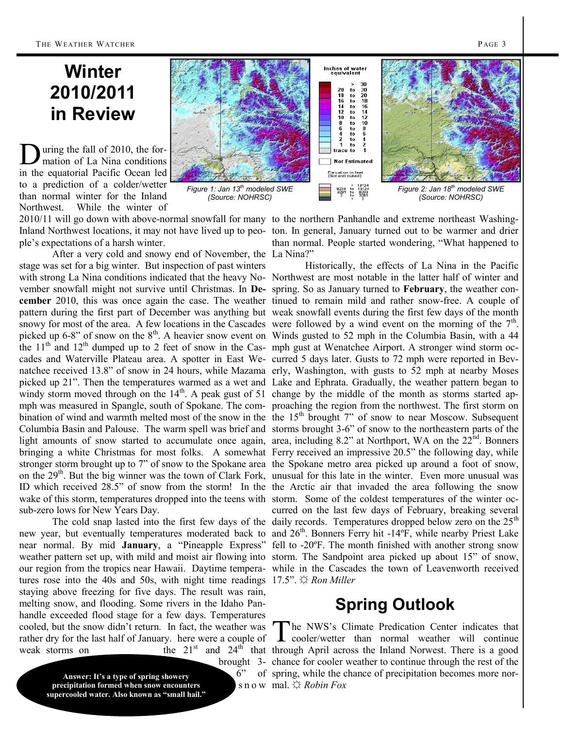# Winter 2010/2011 in Review

Figure 1: Jan 13th modeled SWE (Source: NOHRSC)

Figure 2: Jan 18th modeled SWE (Source: NOHRSC)

During the fall of 2010, the formation of La Nina conditions in the equatorial Pacific Ocean led to a prediction of a colder/wetter than normal winter for the Inland Northwest. While the winter of 2010/11 will go down with above-normal snowfall for many Inland Northwest locations, it may not have lived up to people's expectations of a harsh winter.

After a very cold and snowy end of November, the stage was set for a big winter. But inspection of past winters with strong La Nina conditions indicated that the heavy November snowfall might not survive until Christmas. In **December** 2010, this was once again the case. The weather pattern during the first part of December was anything but snowy for most of the area. A few locations in the Cascades picked up 6-8" of snow on the 8th. A heavier snow event on the 11th and 12th dumped up to 2 feet of snow in the Cascades and Waterville Plateau area. A spotter in East Wenatchee received 13.8" of snow in 24 hours, while Mazama picked up 21". Then the temperatures warmed as a wet and windy storm moved through on the 14th. A peak gust of 51 mph was measured in Spangle, south of Spokane. The combination of wind and warmth melted most of the snow in the Columbia Basin and Palouse. The warm spell was brief and light amounts of snow started to accumulate once again, bringing a white Christmas for most folks. A somewhat stronger storm brought up to 7" of snow to the Spokane area on the 29th. But the big winner was the town of Clark Fork, ID which received 28.5" of snow from the storm! In the wake of this storm, temperatures dropped into the teens with sub-zero lows for New Years Day.

The cold snap lasted into the first few days of the new year, but eventually temperatures moderated back to near normal. By mid **January**, a "Pineapple Express" weather pattern set up, with mild and moist air flowing into our region from the tropics near Hawaii. Daytime temperatures rose into the 40s and 50s, with night time readings staying above freezing for five days. The result was rain, melting snow, and flooding. Some rivers in the Idaho Panhandle exceeded flood stage for a few days. Temperatures cooled, but the snow didn't return. In fact, the weather was rather dry for the last half of January. here were a couple of weak storms on the 21st and 24th that brought 3-6" of snow to the northern Panhandle and extreme northeast Washington. In general, January turned out to be warmer and drier than normal. People started wondering, "What happened to La Nina?"

Historically, the effects of La Nina in the Pacific Northwest are most notable in the latter half of winter and spring. So as January turned to **February**, the weather continued to remain mild and rather snow-free. A couple of weak snowfall events during the first few days of the month were followed by a wind event on the morning of the 7th. Winds gusted to 52 mph in the Columbia Basin, with a 44 mph gust at Wenatchee Airport. A stronger wind storm occurred 5 days later. Gusts to 72 mph were reported in Beverly, Washington, with gusts to 52 mph at nearby Moses Lake and Ephrata. Gradually, the weather pattern began to change by the middle of the month as storms started approaching the region from the northwest. The first storm on the 15th brought 7" of snow to near Moscow. Subsequent storms brought 3-6" of snow to the northeastern parts of the area, including 8.2" at Northport, WA on the 22nd. Bonners Ferry received an impressive 20.5" the following day, while the Spokane metro area picked up around a foot of snow, unusual for this late in the winter. Even more unusual was the Arctic air that invaded the area following the snow storm. Some of the coldest temperatures of the winter occurred on the last few days of February, breaking several daily records. Temperatures dropped below zero on the 25th and 26th. Bonners Ferry hit -14ºF, while nearby Priest Lake fell to -20ºF. The month finished with another strong snow storm. The Sandpoint area picked up about 15" of snow, while in the Cascades the town of Leavenworth received 17.5". ☼ *Ron Miller*

**Answer: It's a type of spring showery precipitation formed when snow encounters supercooled water. Also known as "small hail."**

## Spring Outlook

The NWS's Climate Predication Center indicates that cooler/wetter than normal weather will continue through April across the Inland Norwest. There is a good chance for cooler weather to continue through the rest of the spring, while the chance of precipitation becomes more normal. ☼ *Robin Fox*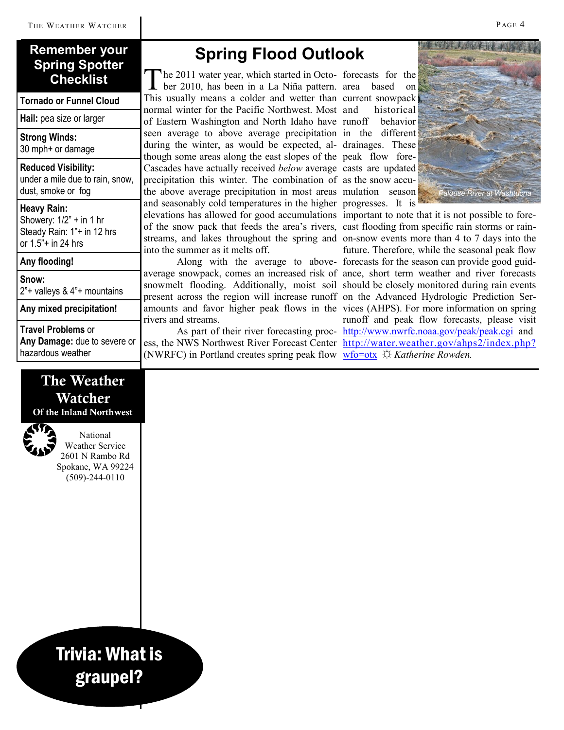## Remember your Spring Spotter Checklist

**Tornado or Funnel Cloud**

**Hail:** pea size or larger

**Strong Winds:**
30 mph+ or damage

**Reduced Visibility:**
under a mile due to rain, snow, dust, smoke or fog

**Heavy Rain:**
Showery: 1/2" + in 1 hr
Steady Rain: 1"+ in 12 hrs
or 1.5"+ in 24 hrs

**Any flooding!**

**Snow:**
2"+ valleys & 4"+ mountains

**Any mixed precipitation!**

**Travel Problems** or
**Any Damage:** due to severe or hazardous weather

## The Weather Watcher
**Of the Inland Northwest**

National Weather Service
2601 N Rambo Rd
Spokane, WA 99224
(509)-244-0110

# Spring Flood Outlook

The 2011 water year, which started in October 2010, has been in a La Niña pattern. This usually means a colder and wetter than normal winter for the Pacific Northwest. Most of Eastern Washington and North Idaho have seen average to above average precipitation during the winter, as would be expected, although some areas along the east slopes of the Cascades have actually received *below* average precipitation this winter. The combination of the above average precipitation in most areas and seasonably cold temperatures in the higher elevations has allowed for good accumulations of the snow pack that feeds the area's rivers, streams, and lakes throughout the spring and into the summer as it melts off.

Along with the average to above-average snowpack, comes an increased risk of snowmelt flooding. Additionally, moist soil present across the region will increase runoff amounts and favor higher peak flows in the rivers and streams.

As part of their river forecasting process, the NWS Northwest River Forecast Center (NWRFC) in Portland creates spring peak flow forecasts for the area based on current snowpack and historical runoff behavior in the different drainages. These peak flow forecasts are updated as the snow accumulation season progresses. It is important to note that it is not possible to forecast flooding from specific rain storms or rain-on-snow events more than 4 to 7 days into the future. Therefore, while the seasonal peak flow forecasts for the season can provide good guidance, short term weather and river forecasts should be closely monitored during rain events on the Advanced Hydrologic Prediction Services (AHPS). For more information on spring runoff and peak flow forecasts, please visit http://www.nwrfc.noaa.gov/peak/peak.cgi and http://water.weather.gov/ahps2/index.php?wfo=otx ☼ *Katherine Rowden.*

*Palouse River at Washtucna*

## Trivia: What is graupel?